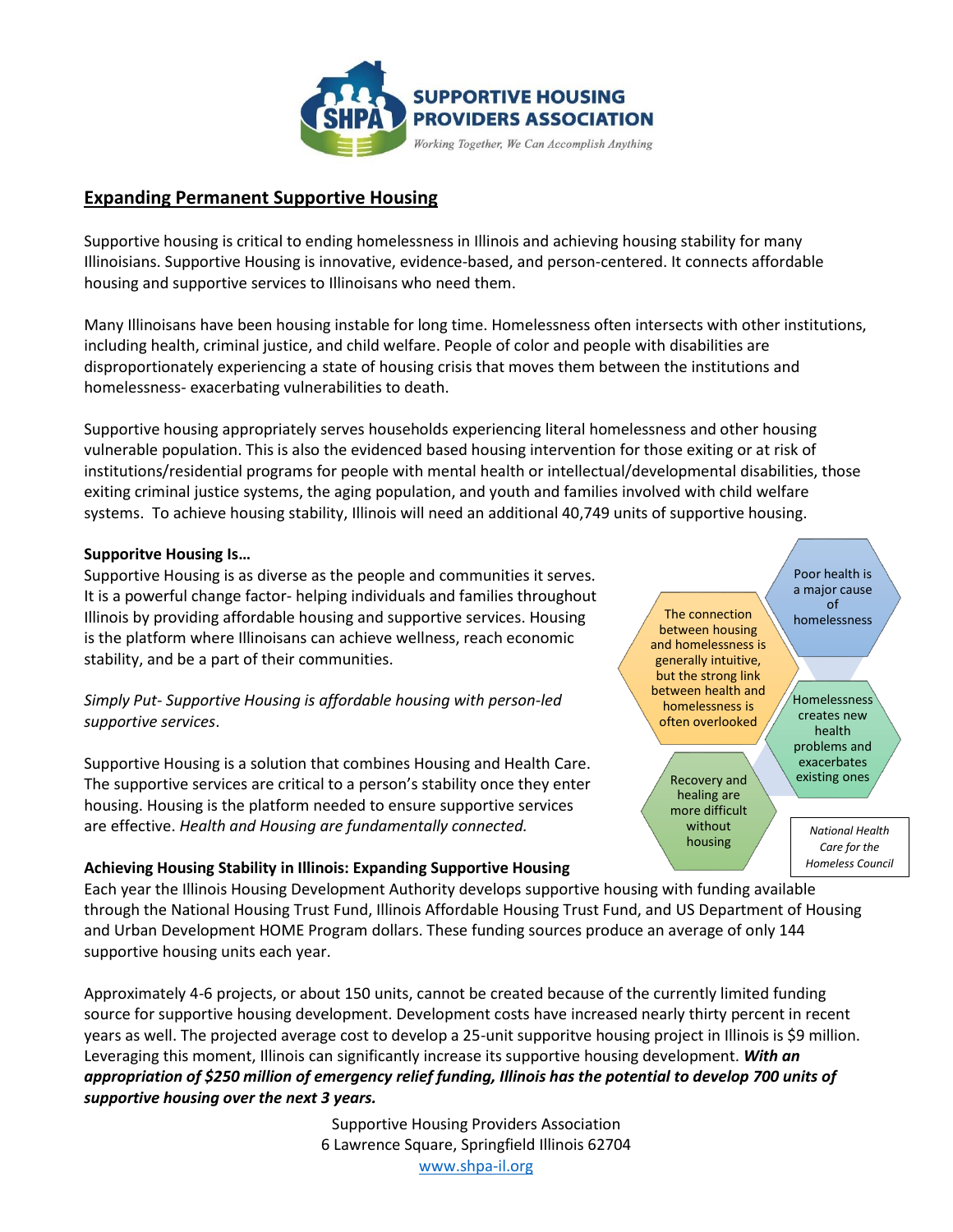**SUPPORTIVE HOUSING PROVIDERS ASSOCIATION**

*Working Together, We Can Accomplish Anything*

## Expanding Permanent Supportive Housing

Supportive housing is critical to ending homelessness in Illinois and achieving housing stability for many Illinoisians. Supportive Housing is innovative, evidence-based, and person-centered. It connects affordable housing and supportive services to Illinoisans who need them.

Many Illinoisans have been housing instable for long time. Homelessness often intersects with other institutions, including health, criminal justice, and child welfare. People of color and people with disabilities are disproportionately experiencing a state of housing crisis that moves them between the institutions and homelessness- exacerbating vulnerabilities to death.

Supportive housing appropriately serves households experiencing literal homelessness and other housing vulnerable population. This is also the evidenced based housing intervention for those exiting or at risk of institutions/residential programs for people with mental health or intellectual/developmental disabilities, those exiting criminal justice systems, the aging population, and youth and families involved with child welfare systems. To achieve housing stability, Illinois will need an additional 40,749 units of supportive housing.

**Supporitve Housing Is…**

Supportive Housing is as diverse as the people and communities it serves. It is a powerful change factor- helping individuals and families throughout Illinois by providing affordable housing and supportive services. Housing is the platform where Illinoisans can achieve wellness, reach economic stability, and be a part of their communities.

*Simply Put- Supportive Housing is affordable housing with person-led supportive services*.

Supportive Housing is a solution that combines Housing and Health Care. The supportive services are critical to a person's stability once they enter housing. Housing is the platform needed to ensure supportive services are effective. *Health and Housing are fundamentally connected.*

- Poor health is a major cause of homelessness
- The connection between housing and homelessness is generally intuitive, but the strong link between health and homelessness is often overlooked
- Homelessness creates new health problems and exacerbates existing ones
- Recovery and healing are more difficult without housing

*National Health Care for the Homeless Council*

**Achieving Housing Stability in Illinois: Expanding Supportive Housing**

Each year the Illinois Housing Development Authority develops supportive housing with funding available through the National Housing Trust Fund, Illinois Affordable Housing Trust Fund, and US Department of Housing and Urban Development HOME Program dollars. These funding sources produce an average of only 144 supportive housing units each year.

Approximately 4-6 projects, or about 150 units, cannot be created because of the currently limited funding source for supportive housing development. Development costs have increased nearly thirty percent in recent years as well. The projected average cost to develop a 25-unit supporitve housing project in Illinois is $9 million. Leveraging this moment, Illinois can significantly increase its supportive housing development. ***With an appropriation of $250 million of emergency relief funding, Illinois has the potential to develop 700 units of supportive housing over the next 3 years.***

Supportive Housing Providers Association
6 Lawrence Square, Springfield Illinois 62704
www.shpa-il.org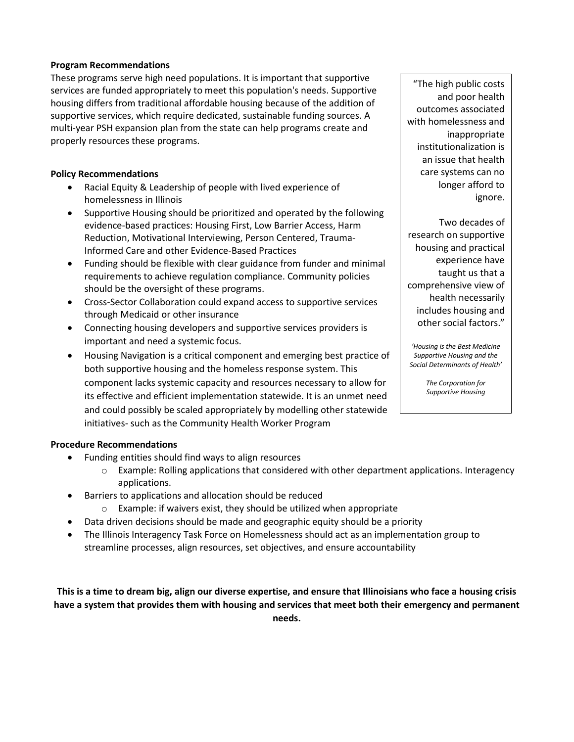**Program Recommendations**

These programs serve high need populations. It is important that supportive services are funded appropriately to meet this population's needs. Supportive housing differs from traditional affordable housing because of the addition of supportive services, which require dedicated, sustainable funding sources. A multi-year PSH expansion plan from the state can help programs create and properly resources these programs.

**Policy Recommendations**

- Racial Equity & Leadership of people with lived experience of homelessness in Illinois
- Supportive Housing should be prioritized and operated by the following evidence-based practices: Housing First, Low Barrier Access, Harm Reduction, Motivational Interviewing, Person Centered, Trauma-Informed Care and other Evidence-Based Practices
- Funding should be flexible with clear guidance from funder and minimal requirements to achieve regulation compliance. Community policies should be the oversight of these programs.
- Cross-Sector Collaboration could expand access to supportive services through Medicaid or other insurance
- Connecting housing developers and supportive services providers is important and need a systemic focus.
- Housing Navigation is a critical component and emerging best practice of both supportive housing and the homeless response system. This component lacks systemic capacity and resources necessary to allow for its effective and efficient implementation statewide. It is an unmet need and could possibly be scaled appropriately by modelling other statewide initiatives- such as the Community Health Worker Program

> "The high public costs and poor health outcomes associated with homelessness and inappropriate institutionalization is an issue that health care systems can no longer afford to ignore.
>
> Two decades of research on supportive housing and practical experience have taught us that a comprehensive view of health necessarily includes housing and other social factors."
>
> *'Housing is the Best Medicine Supportive Housing and the Social Determinants of Health'*
>
> *The Corporation for Supportive Housing*

**Procedure Recommendations**

- Funding entities should find ways to align resources
    - Example: Rolling applications that considered with other department applications. Interagency applications.
- Barriers to applications and allocation should be reduced
    - Example: if waivers exist, they should be utilized when appropriate
- Data driven decisions should be made and geographic equity should be a priority
- The Illinois Interagency Task Force on Homelessness should act as an implementation group to streamline processes, align resources, set objectives, and ensure accountability

**This is a time to dream big, align our diverse expertise, and ensure that Illinoisians who face a housing crisis have a system that provides them with housing and services that meet both their emergency and permanent needs.**